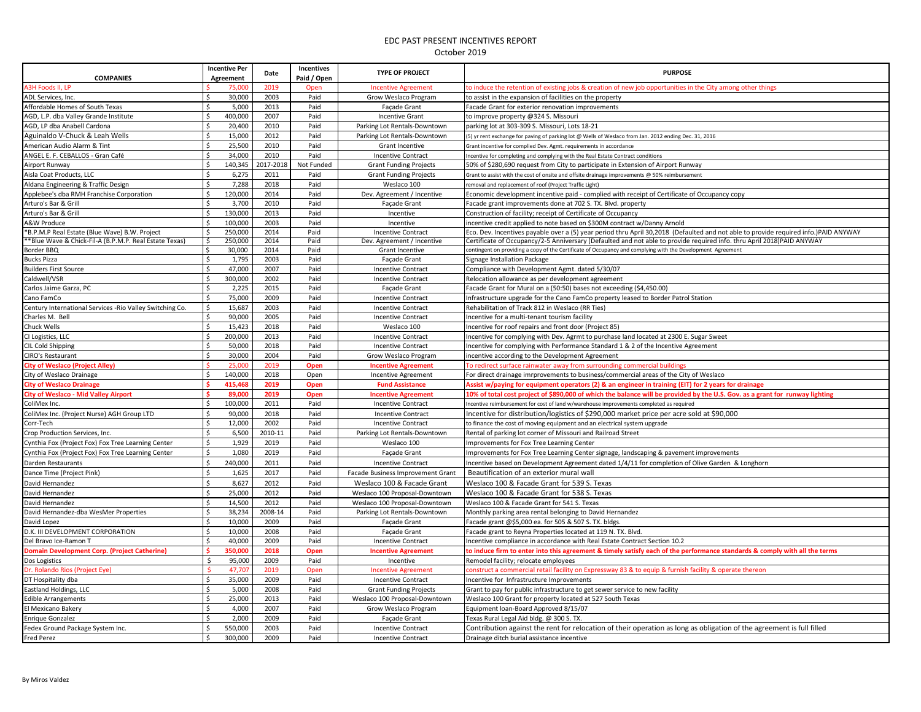# EDC PAST PRESENT INCENTIVES REPORT

October 2019

| COMPANIES | Incentive Per Agreement | Date | Incentives Paid / Open | TYPE OF PROJECT | PURPOSE |
|---|---|---|---|---|---|
| A3H Foods II, LP | $ 75,000 | 2019 | Open | Incentive Agreement | to induce the retention of existing jobs & creation of new job opportunities in the City among other things |
| ADL Services, Inc. | $ 30,000 | 2003 | Paid | Grow Weslaco Program | to assist in the expansion of facilities on the property |
| Affordable Homes of South Texas | $ 5,000 | 2013 | Paid | Façade Grant | Facade Grant for exterior renovation improvements |
| AGD, L.P. dba Valley Grande Institute | $ 400,000 | 2007 | Paid | Incentive Grant | to improve property @324 S. Missouri |
| AGD, LP dba Anabell Cardona | $ 20,400 | 2010 | Paid | Parking Lot Rentals-Downtown | parking lot at 303-309 S. Missouri, Lots 18-21 |
| Aguinaldo V-Chuck & Leah Wells | $ 15,000 | 2012 | Paid | Parking Lot Rentals-Downtown | (5) yr rent exchange for paving of parking lot @ Wells of Weslaco from Jan. 2012 ending Dec. 31, 2016 |
| American Audio Alarm & Tint | $ 25,500 | 2010 | Paid | Grant Incentive | Grant incentive for complied Dev. Agmt. requirements in accordance |
| ANGEL E. F. CEBALLOS - Gran Café | $ 34,000 | 2010 | Paid | Incentive Contract | Incentive for completing and complying with the Real Estate Contract conditions |
| Airport Runway | $ 140,345 | 2017-2018 | Not Funded | Grant Funding Projects | 50% of $280,690 request from City to participate in Extension of Airport Runway |
| Aisla Coat Products, LLC | $ 6,275 | 2011 | Paid | Grant Funding Projects | Grant to assist with the cost of onsite and offsite drainage improvements @ 50% reimbursement |
| Aldana Engineering & Traffic Design | $ 7,288 | 2018 | Paid | Weslaco 100 | removal and replacement of roof (Project Traffic Light) |
| Applebee's dba RMH Franchise Corporation | $ 120,000 | 2014 | Paid | Dev. Agreement / Incentive | Economic development incentive paid - complied with receipt of Certificate of Occupancy copy |
| Arturo's Bar & Grill | $ 3,700 | 2010 | Paid | Façade Grant | Facade grant improvements done at 702 S. TX. Blvd. property |
| Arturo's Bar & Grill | $ 130,000 | 2013 | Paid | Incentive | Construction of facility; receipt of Certificate of Occupancy |
| A&W Produce | $ 100,000 | 2003 | Paid | Incentive | incentive credit applied to note based on $300M contract w/Danny Arnold |
| *B.P.M.P Real Estate (Blue Wave) B.W. Project | $ 250,000 | 2014 | Paid | Incentive Contract | Eco. Dev. Incentives payable over a (5) year period thru April 30,2018 (Defaulted and not able to provide required info.)PAID ANYWAY |
| **Blue Wave & Chick-Fil-A (B.P.M.P. Real Estate Texas) | $ 250,000 | 2014 | Paid | Dev. Agreement / Incentive | Certificate of Occupancy/2-5 Anniversary (Defaulted and not able to provide required info. thru April 2018)PAID ANYWAY |
| Border BBQ | $ 30,000 | 2014 | Paid | Grant Incentive | contingent on providing a copy of the Certificate of Occupancy and complying with the Development Agreement |
| Bucks Pizza | $ 1,795 | 2003 | Paid | Façade Grant | Signage Installation Package |
| Builders First Source | $ 47,000 | 2007 | Paid | Incentive Contract | Compliance with Development Agmt. dated 5/30/07 |
| Caldwell/VSR | $ 300,000 | 2002 | Paid | Incentive Contract | Relocation allowance as per development agreement |
| Carlos Jaime Garza, PC | $ 2,225 | 2015 | Paid | Façade Grant | Facade Grant for Mural on a (50:50) bases not exceeding ($4,450.00) |
| Cano FamCo | $ 75,000 | 2009 | Paid | Incentive Contract | Infrastructure upgrade for the Cano FamCo property leased to Border Patrol Station |
| Century International Services -Rio Valley Switching Co. | $ 15,687 | 2003 | Paid | Incentive Contract | Rehabilitation of Track 812 in Weslaco (RR Ties) |
| Charles M. Bell | $ 90,000 | 2005 | Paid | Incentive Contract | Incentive for a multi-tenant tourism facility |
| Chuck Wells | $ 15,423 | 2018 | Paid | Weslaco 100 | Incentive for roof repairs and front door (Project 85) |
| CI Logistics, LLC | $ 200,000 | 2013 | Paid | Incentive Contract | Incentive for complying with Dev. Agrmt to purchase land located at 2300 E. Sugar Sweet |
| CIL Cold Shipping | $ 50,000 | 2018 | Paid | Incentive Contract | Incentive for complying with Performance Standard 1 & 2 of the Incentive Agreement |
| CIRO's Restaurant | $ 30,000 | 2004 | Paid | Grow Weslaco Program | incentive according to the Development Agreement |
| **City of Weslaco (Project Alley)** | **$ 25,000** | **2019** | **Open** | **Incentive Agreement** | To redirect surface rainwater away from surrounding commercial buildings |
| City of Weslaco Drainage | $ 140,000 | 2018 | Open | Incentive Agreement | For direct drainage imrprovements to business/commercial areas of the City of Weslaco |
| **City of Weslaco Drainage** | **$ 415,468** | **2019** | **Open** | **Fund Assistance** | **Assist w/paying for equipment operators (2) & an engineer in training (EIT) for 2 years for drainage** |
| **City of Weslaco - Mid Valley Airport** | **$ 89,000** | **2019** | **Open** | **Incentive Agreement** | **10% of total cost project of $890,000 of which the balance will be provided by the U.S. Gov. as a grant for runway lighting** |
| ColiMex Inc. | $ 100,000 | 2011 | Paid | Incentive Contract | Incentive reimbursement for cost of land w/warehouse improvements completed as required |
| ColiMex Inc. (Project Nurse) AGH Group LTD | $ 90,000 | 2018 | Paid | Incentive Contract | Incentive for distribution/logistics of $290,000 market price per acre sold at $90,000 |
| Corr-Tech | $ 12,000 | 2002 | Paid | Incentive Contract | to finance the cost of moving equipment and an electrical system upgrade |
| Crop Production Services, Inc. | $ 6,500 | 2010-11 | Paid | Parking Lot Rentals-Downtown | Rental of parking lot corner of Missouri and Railroad Street |
| Cynthia Fox (Project Fox) Fox Tree Learning Center | $ 1,929 | 2019 | Paid | Weslaco 100 | Improvements for Fox Tree Learning Center |
| Cynthia Fox (Project Fox) Fox Tree Learning Center | $ 1,080 | 2019 | Paid | Façade Grant | Improvements for Fox Tree Learning Center signage, landscaping & pavement improvements |
| Darden Restaurants | $ 240,000 | 2011 | Paid | Incentive Contract | Incentive based on Development Agreement dated 1/4/11 for completion of Olive Garden & Longhorn |
| Dance Time (Project Pink) | $ 1,625 | 2017 | Paid | Facade Business Improvement Grant | Beautification of an exterior mural wall |
| David Hernandez | $ 8,627 | 2012 | Paid | Weslaco 100 & Facade Grant | Weslaco 100 & Facade Grant for 539 S. Texas |
| David Hernandez | $ 25,000 | 2012 | Paid | Weslaco 100 Proposal-Downtown | Weslaco 100 & Facade Grant for 538 S. Texas |
| David Hernandez | $ 14,500 | 2012 | Paid | Weslaco 100 Proposal-Downtown | Weslaco 100 & Facade Grant for 541 S. Texas |
| David Hernandez-dba WesMer Properties | $ 38,234 | 2008-14 | Paid | Parking Lot Rentals-Downtown | Monthly parking area rental belonging to David Hernandez |
| David Lopez | $ 10,000 | 2009 | Paid | Façade Grant | Facade grant @$5,000 ea. for 505 & 507 S. TX. bldgs. |
| D.K. III DEVELOPMENT CORPORATION | $ 10,000 | 2008 | Paid | Façade Grant | Facade grant to Reyna Properties located at 119 N. TX. Blvd. |
| Del Bravo Ice-Ramon T | $ 40,000 | 2009 | Paid | Incentive Contract | Incentive compliance in accordance with Real Estate Contract Section 10.2 |
| **Domain Development Corp. (Project Catherine)** | **$ 350,000** | **2018** | **Open** | **Incentive Agreement** | **to induce firm to enter into this agreement & timely satisfy each of the performance standards & comply with all the terms** |
| Dos Logistics | $ 95,000 | 2009 | Paid | Incentive | Remodel facility; relocate employees |
| Dr. Rolando Rios (Project Eye) | $ 47,707 | 2019 | Open | Incentive Agreement | construct a commercial retail facility on Expressway 83 & to equip & furnish facility & operate thereon |
| DT Hospitality dba | $ 35,000 | 2009 | Paid | Incentive Contract | Incentive for Infrastructure Improvements |
| Eastland Holdings, LLC | $ 5,000 | 2008 | Paid | Grant Funding Projects | Grant to pay for public infrastructure to get sewer service to new facility |
| Edible Arrangements | $ 25,000 | 2013 | Paid | Weslaco 100 Proposal-Downtown | Weslaco 100 Grant for property located at 527 South Texas |
| El Mexicano Bakery | $ 4,000 | 2007 | Paid | Grow Weslaco Program | Equipment loan-Board Approved 8/15/07 |
| Enrique Gonzalez | $ 2,000 | 2009 | Paid | Façade Grant | Texas Rural Legal Aid bldg. @ 300 S. TX. |
| Fedex Ground Package System Inc. | $ 550,000 | 2003 | Paid | Incentive Contract | Contribution against the rent for relocation of their operation as long as obligation of the agreement is full filled |
| Fred Perez | $ 300,000 | 2009 | Paid | Incentive Contract | Drainage ditch burial assistance incentive |

By Miros Valdez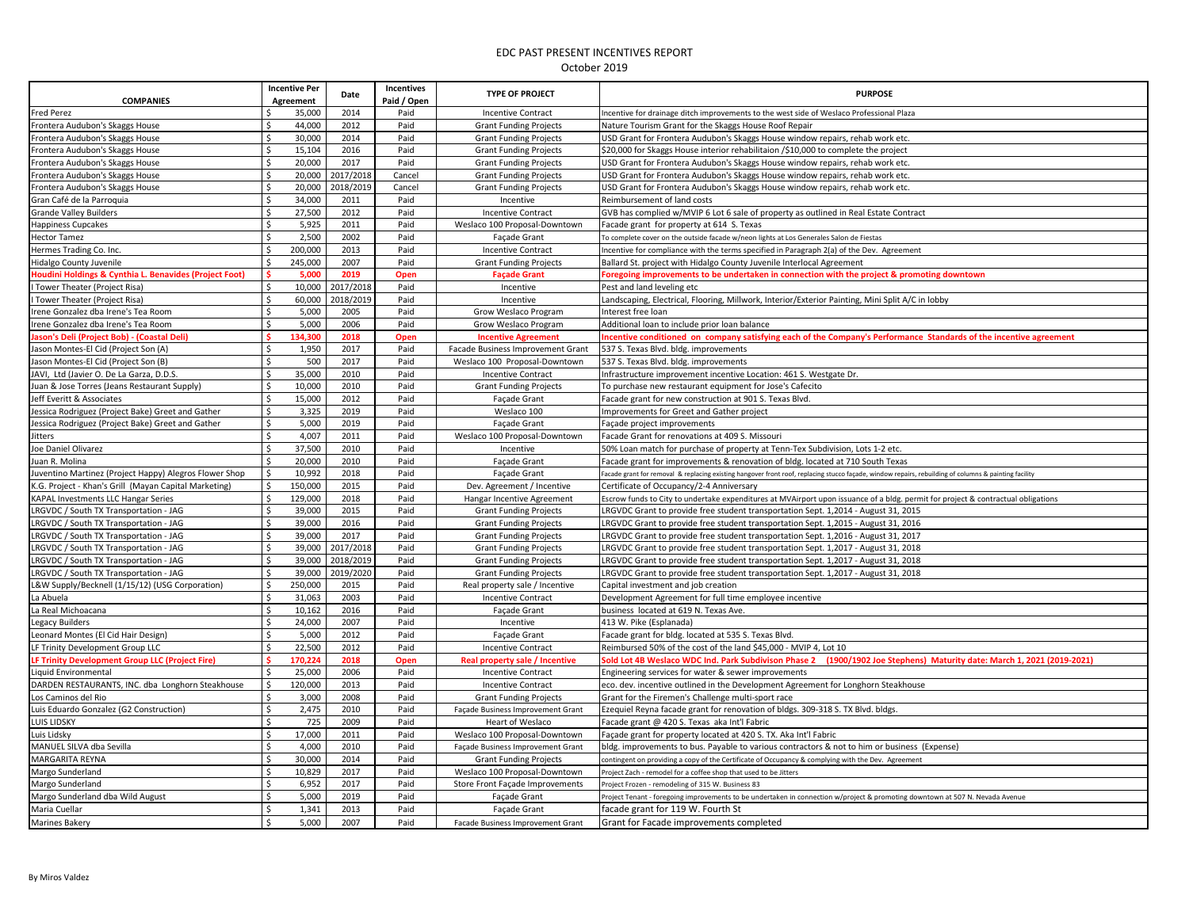EDC PAST PRESENT INCENTIVES REPORT

October 2019

| COMPANIES | Incentive Per Agreement | Date | Incentives Paid / Open | TYPE OF PROJECT | PURPOSE |
|---|---|---|---|---|---|
| Fred Perez | $ 35,000 | 2014 | Paid | Incentive Contract | Incentive for drainage ditch improvements to the west side of Weslaco Professional Plaza |
| Frontera Audubon's Skaggs House | $ 44,000 | 2012 | Paid | Grant Funding Projects | Nature Tourism Grant for the Skaggs House Roof Repair |
| Frontera Audubon's Skaggs House | $ 30,000 | 2014 | Paid | Grant Funding Projects | USD Grant for Frontera Audubon's Skaggs House window repairs, rehab work etc. |
| Frontera Audubon's Skaggs House | $ 15,104 | 2016 | Paid | Grant Funding Projects | $20,000 for Skaggs House interior rehabilitaion /$10,000 to complete the project |
| Frontera Audubon's Skaggs House | $ 20,000 | 2017 | Paid | Grant Funding Projects | USD Grant for Frontera Audubon's Skaggs House window repairs, rehab work etc. |
| Frontera Audubon's Skaggs House | $ 20,000 | 2017/2018 | Cancel | Grant Funding Projects | USD Grant for Frontera Audubon's Skaggs House window repairs, rehab work etc. |
| Frontera Audubon's Skaggs House | $ 20,000 | 2018/2019 | Cancel | Grant Funding Projects | USD Grant for Frontera Audubon's Skaggs House window repairs, rehab work etc. |
| Gran Café de la Parroquia | $ 34,000 | 2011 | Paid | Incentive | Reimbursement of land costs |
| Grande Valley Builders | $ 27,500 | 2012 | Paid | Incentive Contract | GVB has complied w/MVIP 6 Lot 6 sale of property as outlined in Real Estate Contract |
| Happiness Cupcakes | $ 5,925 | 2011 | Paid | Weslaco 100 Proposal-Downtown | Facade grant for property at 614 S. Texas |
| Hector Tamez | $ 2,500 | 2002 | Paid | Façade Grant | To complete cover on the outside facade w/neon lights at Los Generales Salon de Fiestas |
| Hermes Trading Co. Inc. | $ 200,000 | 2013 | Paid | Incentive Contract | Incentive for compliance with the terms specified in Paragraph 2(a) of the Dev. Agreement |
| Hidalgo County Juvenile | $ 245,000 | 2007 | Paid | Grant Funding Projects | Ballard St. project with Hidalgo County Juvenile Interlocal Agreement |
| **Houdini Holdings & Cynthia L. Benavides (Project Foot)** | **$ 5,000** | **2019** | **Open** | **Façade Grant** | **Foregoing improvements to be undertaken in connection with the project & promoting downtown** |
| I Tower Theater (Project Risa) | $ 10,000 | 2017/2018 | Paid | Incentive | Pest and land leveling etc |
| I Tower Theater (Project Risa) | $ 60,000 | 2018/2019 | Paid | Incentive | Landscaping, Electrical, Flooring, Millwork, Interior/Exterior Painting, Mini Split A/C in lobby |
| Irene Gonzalez dba Irene's Tea Room | $ 5,000 | 2005 | Paid | Grow Weslaco Program | Interest free loan |
| Irene Gonzalez dba Irene's Tea Room | $ 5,000 | 2006 | Paid | Grow Weslaco Program | Additional loan to include prior loan balance |
| **Jason's Deli (Project Bob) - (Coastal Deli)** | **$ 134,300** | **2018** | **Open** | **Incentive Agreement** | **Incentive conditioned on company satisfying each of the Company's Performance Standards of the incentive agreement** |
| Jason Montes-El Cid (Project Son (A) | $ 1,950 | 2017 | Paid | Facade Business Improvement Grant | 537 S. Texas Blvd. bldg. improvements |
| Jason Montes-El Cid (Project Son (B) | $ 500 | 2017 | Paid | Weslaco 100 Proposal-Downtown | 537 S. Texas Blvd. bldg. improvements |
| JAVI, Ltd (Javier O. De La Garza, D.D.S. | $ 35,000 | 2010 | Paid | Incentive Contract | Infrastructure improvement incentive Location: 461 S. Westgate Dr. |
| Juan & Jose Torres (Jeans Restaurant Supply) | $ 10,000 | 2010 | Paid | Grant Funding Projects | To purchase new restaurant equipment for Jose's Cafecito |
| Jeff Everitt & Associates | $ 15,000 | 2012 | Paid | Façade Grant | Facade grant for new construction at 901 S. Texas Blvd. |
| Jessica Rodriguez (Project Bake) Greet and Gather | $ 3,325 | 2019 | Paid | Weslaco 100 | Improvements for Greet and Gather project |
| Jessica Rodriguez (Project Bake) Greet and Gather | $ 5,000 | 2019 | Paid | Façade Grant | Façade project improvements |
| Jitters | $ 4,007 | 2011 | Paid | Weslaco 100 Proposal-Downtown | Facade Grant for renovations at 409 S. Missouri |
| Joe Daniel Olivarez | $ 37,500 | 2010 | Paid | Incentive | 50% Loan match for purchase of property at Tenn-Tex Subdivision, Lots 1-2 etc. |
| Juan R. Molina | $ 20,000 | 2010 | Paid | Façade Grant | Facade grant for improvements & renovation of bldg. located at 710 South Texas |
| Juventino Martinez (Project Happy) Alegros Flower Shop | $ 10,992 | 2018 | Paid | Façade Grant | Facade grant for removal & replacing existing hangover front roof, replacing stucco façade, window repairs, rebuilding of columns & painting facility |
| K.G. Project - Khan's Grill (Mayan Capital Marketing) | $ 150,000 | 2015 | Paid | Dev. Agreement / Incentive | Certificate of Occupancy/2-4 Anniversary |
| KAPAL Investments LLC Hangar Series | $ 129,000 | 2018 | Paid | Hangar Incentive Agreement | Escrow funds to City to undertake expenditures at MVAirport upon issuance of a bldg. permit for project & contractual obligations |
| LRGVDC / South TX Transportation - JAG | $ 39,000 | 2015 | Paid | Grant Funding Projects | LRGVDC Grant to provide free student transportation Sept. 1,2014 - August 31, 2015 |
| LRGVDC / South TX Transportation - JAG | $ 39,000 | 2016 | Paid | Grant Funding Projects | LRGVDC Grant to provide free student transportation Sept. 1,2015 - August 31, 2016 |
| LRGVDC / South TX Transportation - JAG | $ 39,000 | 2017 | Paid | Grant Funding Projects | LRGVDC Grant to provide free student transportation Sept. 1,2016 - August 31, 2017 |
| LRGVDC / South TX Transportation - JAG | $ 39,000 | 2017/2018 | Paid | Grant Funding Projects | LRGVDC Grant to provide free student transportation Sept. 1,2017 - August 31, 2018 |
| LRGVDC / South TX Transportation - JAG | $ 39,000 | 2018/2019 | Paid | Grant Funding Projects | LRGVDC Grant to provide free student transportation Sept. 1,2017 - August 31, 2018 |
| LRGVDC / South TX Transportation - JAG | $ 39,000 | 2019/2020 | Paid | Grant Funding Projects | LRGVDC Grant to provide free student transportation Sept. 1,2017 - August 31, 2018 |
| L&W Supply/Becknell (1/15/12) (USG Corporation) | $ 250,000 | 2015 | Paid | Real property sale / Incentive | Capital investment and job creation |
| La Abuela | $ 31,063 | 2003 | Paid | Incentive Contract | Development Agreement for full time employee incentive |
| La Real Michoacana | $ 10,162 | 2016 | Paid | Façade Grant | business located at 619 N. Texas Ave. |
| Legacy Builders | $ 24,000 | 2007 | Paid | Incentive | 413 W. Pike (Esplanada) |
| Leonard Montes (El Cid Hair Design) | $ 5,000 | 2012 | Paid | Façade Grant | Facade grant for bldg. located at 535 S. Texas Blvd. |
| LF Trinity Development Group LLC | $ 22,500 | 2012 | Paid | Incentive Contract | Reimbursed 50% of the cost of the land $45,000 - MVIP 4, Lot 10 |
| **LF Trinity Development Group LLC (Project Fire)** | **$ 170,224** | **2018** | **Open** | **Real property sale / Incentive** | **Sold Lot 4B Weslaco WDC Ind. Park Subdivison Phase 2 (1900/1902 Joe Stephens) Maturity date: March 1, 2021 (2019-2021)** |
| Liquid Environmental | $ 25,000 | 2006 | Paid | Incentive Contract | Engineering services for water & sewer improvements |
| DARDEN RESTAURANTS, INC. dba Longhorn Steakhouse | $ 120,000 | 2013 | Paid | Incentive Contract | eco. dev. incentive outlined in the Development Agreement for Longhorn Steakhouse |
| Los Caminos del Rio | $ 3,000 | 2008 | Paid | Grant Funding Projects | Grant for the Firemen's Challenge multi-sport race |
| Luis Eduardo Gonzalez (G2 Construction) | $ 2,475 | 2010 | Paid | Façade Business Improvement Grant | Ezequiel Reyna facade grant for renovation of bldgs. 309-318 S. TX Blvd. bldgs. |
| LUIS LIDSKY | $ 725 | 2009 | Paid | Heart of Weslaco | Facade grant @ 420 S. Texas aka Int'l Fabric |
| Luis Lidsky | $ 17,000 | 2011 | Paid | Weslaco 100 Proposal-Downtown | Façade grant for property located at 420 S. TX. Aka Int'l Fabric |
| MANUEL SILVA dba Sevilla | $ 4,000 | 2010 | Paid | Façade Business Improvement Grant | bldg. improvements to bus. Payable to various contractors & not to him or business (Expense) |
| MARGARITA REYNA | $ 30,000 | 2014 | Paid | Grant Funding Projects | contingent on providing a copy of the Certificate of Occupancy & complying with the Dev. Agreement |
| Margo Sunderland | $ 10,829 | 2017 | Paid | Weslaco 100 Proposal-Downtown | Project Zach - remodel for a coffee shop that used to be Jitters |
| Margo Sunderland | $ 6,952 | 2017 | Paid | Store Front Façade Improvements | Project Frozen - remodeling of 315 W. Business 83 |
| Margo Sunderland dba Wild August | $ 5,000 | 2019 | Paid | Façade Grant | Project Tenant - foregoing improvements to be undertaken in connection w/project & promoting downtown at 507 N. Nevada Avenue |
| Maria Cuellar | $ 1,341 | 2013 | Paid | Façade Grant | facade grant for 119 W. Fourth St |
| Marines Bakery | $ 5,000 | 2007 | Paid | Facade Business Improvement Grant | Grant for Facade improvements completed |

By Miros Valdez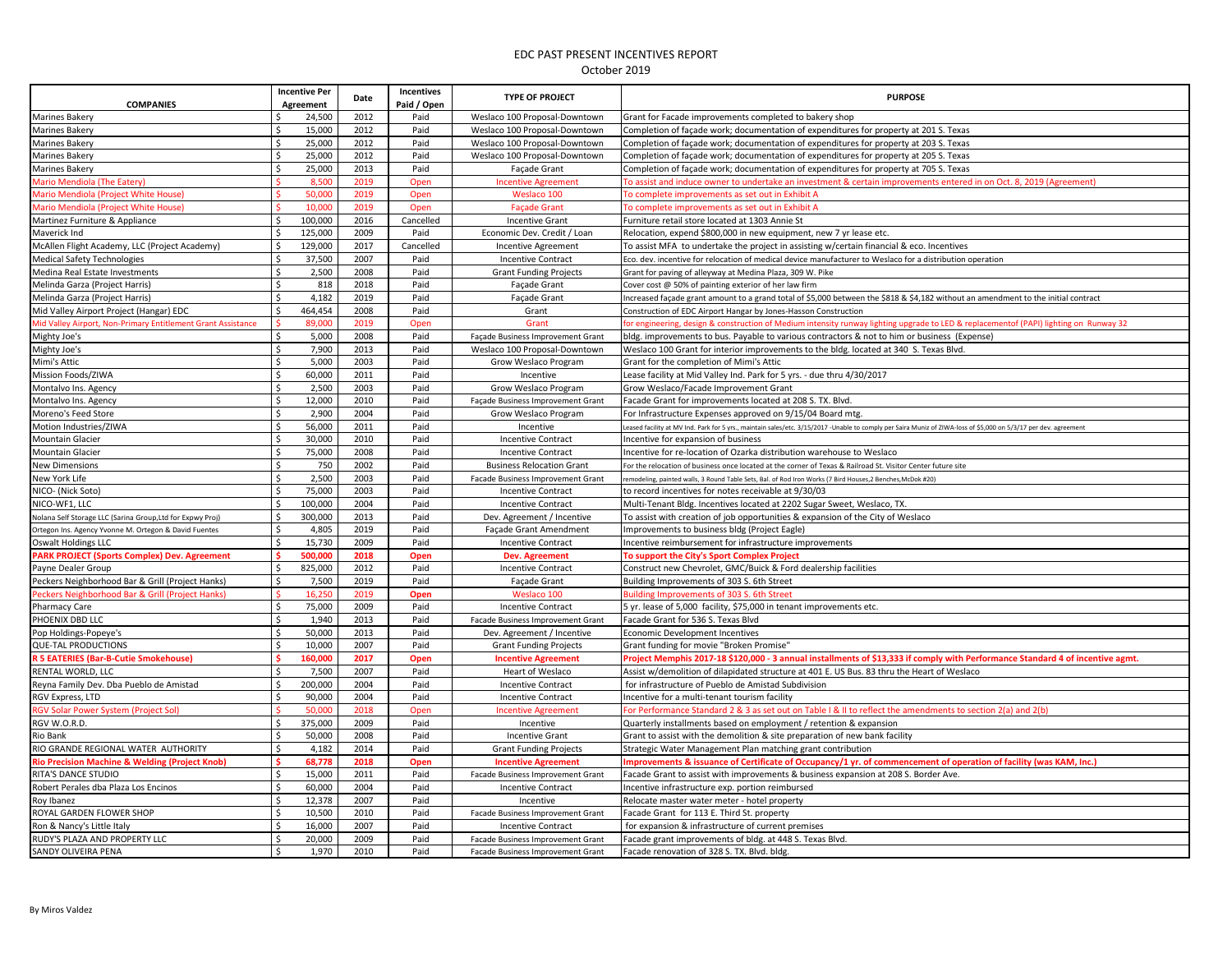# EDC PAST PRESENT INCENTIVES REPORT

October 2019

| COMPANIES | Incentive Per Agreement | Date | Incentives Paid / Open | TYPE OF PROJECT | PURPOSE |
|---|---|---|---|---|---|
| Marines Bakery | $ 24,500 | 2012 | Paid | Weslaco 100 Proposal-Downtown | Grant for Facade improvements completed to bakery shop |
| Marines Bakery | $ 15,000 | 2012 | Paid | Weslaco 100 Proposal-Downtown | Completion of façade work; documentation of expenditures for property at 201 S. Texas |
| Marines Bakery | $ 25,000 | 2012 | Paid | Weslaco 100 Proposal-Downtown | Completion of façade work; documentation of expenditures for property at 203 S. Texas |
| Marines Bakery | $ 25,000 | 2012 | Paid | Weslaco 100 Proposal-Downtown | Completion of façade work; documentation of expenditures for property at 205 S. Texas |
| Marines Bakery | $ 25,000 | 2013 | Paid | Façade Grant | Completion of façade work; documentation of expenditures for property at 705 S. Texas |
| Mario Mendiola (The Eatery) | $ 8,500 | 2019 | Open | Incentive Agreement | To assist and induce owner to undertake an investment & certain improvements entered in on Oct. 8, 2019 (Agreement) |
| Mario Mendiola (Project White House) | $ 50,000 | 2019 | Open | Weslaco 100 | To complete improvements as set out in Exhibit A |
| Mario Mendiola (Project White House) | $ 10,000 | 2019 | Open | Façade Grant | To complete improvements as set out in Exhibit A |
| Martinez Furniture & Appliance | $ 100,000 | 2016 | Cancelled | Incentive Grant | Furniture retail store located at 1303 Annie St |
| Maverick Ind | $ 125,000 | 2009 | Paid | Economic Dev. Credit / Loan | Relocation, expend $800,000 in new equipment, new 7 yr lease etc. |
| McAllen Flight Academy, LLC (Project Academy) | $ 129,000 | 2017 | Cancelled | Incentive Agreement | To assist MFA to undertake the project in assisting w/certain financial & eco. Incentives |
| Medical Safety Technologies | $ 37,500 | 2007 | Paid | Incentive Contract | Eco. dev. incentive for relocation of medical device manufacturer to Weslaco for a distribution operation |
| Medina Real Estate Investments | $ 2,500 | 2008 | Paid | Grant Funding Projects | Grant for paving of alleyway at Medina Plaza, 309 W. Pike |
| Melinda Garza (Project Harris) | $ 818 | 2018 | Paid | Façade Grant | Cover cost @ 50% of painting exterior of her law firm |
| Melinda Garza (Project Harris) | $ 4,182 | 2019 | Paid | Façade Grant | Increased façade grant amount to a grand total of $5,000 between the $818 & $4,182 without an amendment to the initial contract |
| Mid Valley Airport Project (Hangar) EDC | $ 464,454 | 2008 | Paid | Grant | Construction of EDC Airport Hangar by Jones-Hasson Construction |
| Mid Valley Airport, Non-Primary Entitlement Grant Assistance | $ 89,000 | 2019 | Open | Grant | for engineering, design & construction of Medium intensity runway lighting upgrade to LED & replacementof (PAPI) lighting on Runway 32 |
| Mighty Joe's | $ 5,000 | 2008 | Paid | Façade Business Improvement Grant | bldg. improvements to bus. Payable to various contractors & not to him or business (Expense) |
| Mighty Joe's | $ 7,900 | 2013 | Paid | Weslaco 100 Proposal-Downtown | Weslaco 100 Grant for interior improvements to the bldg. located at 340 S. Texas Blvd. |
| Mimi's Attic | $ 5,000 | 2003 | Paid | Grow Weslaco Program | Grant for the completion of Mimi's Attic |
| Mission Foods/ZIWA | $ 60,000 | 2011 | Paid | Incentive | Lease facility at Mid Valley Ind. Park for 5 yrs. - due thru 4/30/2017 |
| Montalvo Ins. Agency | $ 2,500 | 2003 | Paid | Grow Weslaco Program | Grow Weslaco/Facade Improvement Grant |
| Montalvo Ins. Agency | $ 12,000 | 2010 | Paid | Façade Business Improvement Grant | Facade Grant for improvements located at 208 S. TX. Blvd. |
| Moreno's Feed Store | $ 2,900 | 2004 | Paid | Grow Weslaco Program | For Infrastructure Expenses approved on 9/15/04 Board mtg. |
| Motion Industries/ZIWA | $ 56,000 | 2011 | Paid | Incentive | Leased facility at MV Ind. Park for 5 yrs., maintain sales/etc. 3/15/2017 -Unable to comply per Saira Muniz of ZIWA-loss of $5,000 on 5/3/17 per dev. agreement |
| Mountain Glacier | $ 30,000 | 2010 | Paid | Incentive Contract | Incentive for expansion of business |
| Mountain Glacier | $ 75,000 | 2008 | Paid | Incentive Contract | Incentive for re-location of Ozarka distribution warehouse to Weslaco |
| New Dimensions | $ 750 | 2002 | Paid | Business Relocation Grant | For the relocation of business once located at the corner of Texas & Railroad St. Visitor Center future site |
| New York Life | $ 2,500 | 2003 | Paid | Facade Business Improvement Grant | remodeling, painted walls, 3 Round Table Sets, Bal. of Rod Iron Works (7 Bird Houses,2 Benches,McDok #20) |
| NICO- (Nick Soto) | $ 75,000 | 2003 | Paid | Incentive Contract | to record incentives for notes receivable at 9/30/03 |
| NICO-WF1, LLC | $ 100,000 | 2004 | Paid | Incentive Contract | Multi-Tenant Bldg. Incentives located at 2202 Sugar Sweet, Weslaco, TX. |
| Nolana Self Storage LLC (Sarina Group,Ltd for Expwy Proj) | $ 300,000 | 2013 | Paid | Dev. Agreement / Incentive | To assist with creation of job opportunities & expansion of the City of Weslaco |
| Ortegon Ins. Agency Yvonne M. Ortegon & David Fuentes | $ 4,805 | 2019 | Paid | Façade Grant Amendment | Improvements to business bldg (Project Eagle) |
| Oswalt Holdings LLC | $ 15,730 | 2009 | Paid | Incentive Contract | Incentive reimbursement for infrastructure improvements |
| **PARK PROJECT (Sports Complex) Dev. Agreement** | **$ 500,000** | **2018** | **Open** | **Dev. Agreement** | **To support the City's Sport Complex Project** |
| Payne Dealer Group | $ 825,000 | 2012 | Paid | Incentive Contract | Construct new Chevrolet, GMC/Buick & Ford dealership facilities |
| Peckers Neighborhood Bar & Grill (Project Hanks) | $ 7,500 | 2019 | Paid | Façade Grant | Building Improvements of 303 S. 6th Street |
| Peckers Neighborhood Bar & Grill (Project Hanks) | $ 16,250 | 2019 | **Open** | Weslaco 100 | Building Improvements of 303 S. 6th Street |
| Pharmacy Care | $ 75,000 | 2009 | Paid | Incentive Contract | 5 yr. lease of 5,000 facility, $75,000 in tenant improvements etc. |
| PHOENIX DBD LLC | $ 1,940 | 2013 | Paid | Facade Business Improvement Grant | Facade Grant for 536 S. Texas Blvd |
| Pop Holdings-Popeye's | $ 50,000 | 2013 | Paid | Dev. Agreement / Incentive | Economic Development Incentives |
| QUE-TAL PRODUCTIONS | $ 10,000 | 2007 | Paid | Grant Funding Projects | Grant funding for movie "Broken Promise" |
| **R 5 EATERIES (Bar-B-Cutie Smokehouse)** | **$ 160,000** | **2017** | **Open** | **Incentive Agreement** | **Project Memphis 2017-18 $120,000 - 3 annual installments of $13,333 if comply with Performance Standard 4 of incentive agmt.** |
| RENTAL WORLD, LLC | $ 7,500 | 2007 | Paid | Heart of Weslaco | Assist w/demolition of dilapidated structure at 401 E. US Bus. 83 thru the Heart of Weslaco |
| Reyna Family Dev. Dba Pueblo de Amistad | $ 200,000 | 2004 | Paid | Incentive Contract | for infrastructure of Pueblo de Amistad Subdivision |
| RGV Express, LTD | $ 90,000 | 2004 | Paid | Incentive Contract | Incentive for a multi-tenant tourism facility |
| RGV Solar Power System (Project Sol) | $ 50,000 | 2018 | Open | Incentive Agreement | For Performance Standard 2 & 3 as set out on Table I & II to reflect the amendments to section 2(a) and 2(b) |
| RGV W.O.R.D. | $ 375,000 | 2009 | Paid | Incentive | Quarterly installments based on employment / retention & expansion |
| Rio Bank | $ 50,000 | 2008 | Paid | Incentive Grant | Grant to assist with the demolition & site preparation of new bank facility |
| RIO GRANDE REGIONAL WATER AUTHORITY | $ 4,182 | 2014 | Paid | Grant Funding Projects | Strategic Water Management Plan matching grant contribution |
| **Rio Precision Machine & Welding (Project Knob)** | **$ 68,778** | **2018** | **Open** | **Incentive Agreement** | **Improvements & issuance of Certificate of Occupancy/1 yr. of commencement of operation of facility (was KAM, Inc.)** |
| RITA'S DANCE STUDIO | $ 15,000 | 2011 | Paid | Facade Business Improvement Grant | Facade Grant to assist with improvements & business expansion at 208 S. Border Ave. |
| Robert Perales dba Plaza Los Encinos | $ 60,000 | 2004 | Paid | Incentive Contract | Incentive infrastructure exp. portion reimbursed |
| Roy Ibanez | $ 12,378 | 2007 | Paid | Incentive | Relocate master water meter - hotel property |
| ROYAL GARDEN FLOWER SHOP | $ 10,500 | 2010 | Paid | Facade Business Improvement Grant | Facade Grant for 113 E. Third St. property |
| Ron & Nancy's Little Italy | $ 16,000 | 2007 | Paid | Incentive Contract | for expansion & infrastructure of current premises |
| RUDY'S PLAZA AND PROPERTY LLC | $ 20,000 | 2009 | Paid | Facade Business Improvement Grant | Facade grant improvements of bldg. at 448 S. Texas Blvd. |
| SANDY OLIVEIRA PENA | $ 1,970 | 2010 | Paid | Facade Business Improvement Grant | Facade renovation of 328 S. TX. Blvd. bldg. |

By Miros Valdez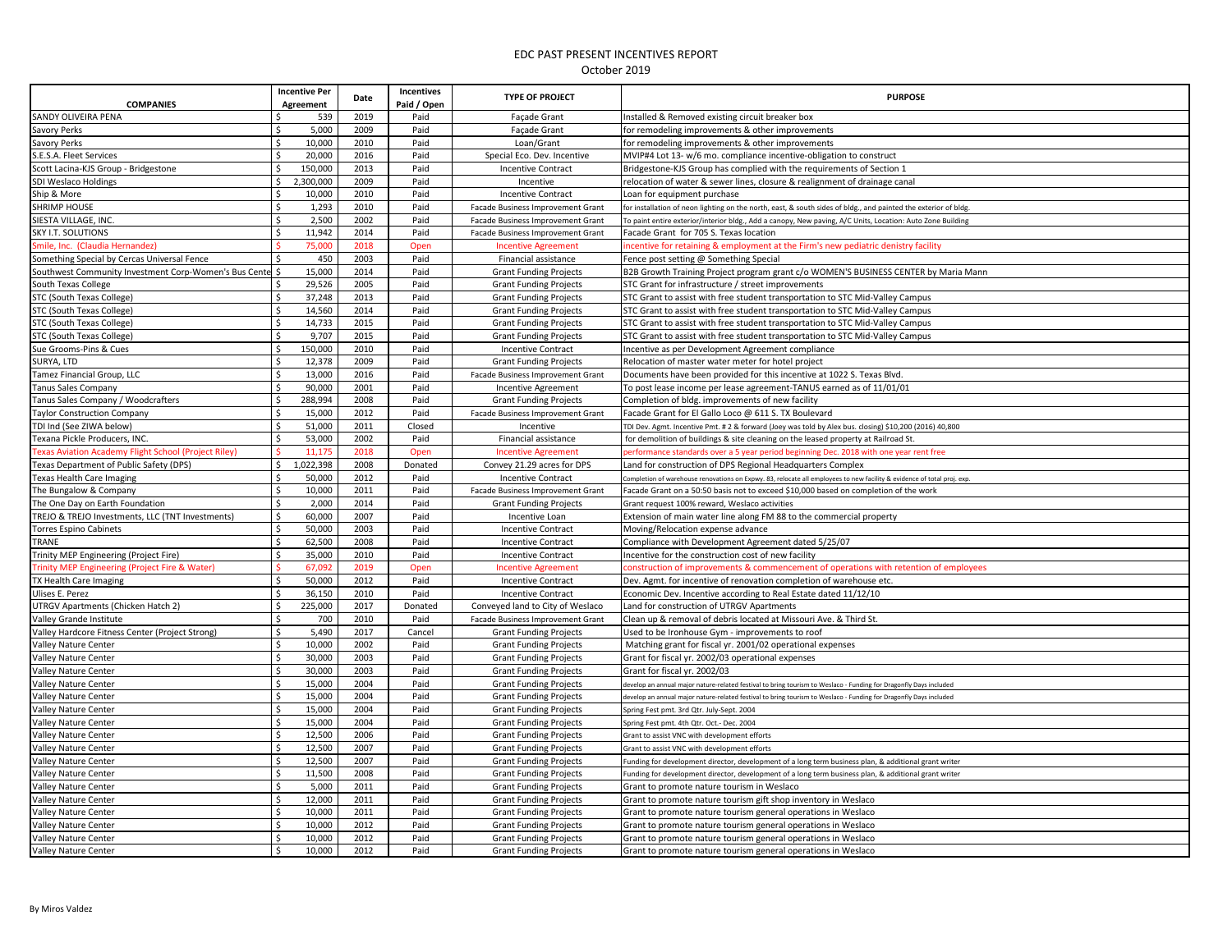# EDC PAST PRESENT INCENTIVES REPORT

October 2019

| COMPANIES | Incentive Per Agreement | Date | Incentives Paid / Open | TYPE OF PROJECT | PURPOSE |
|---|---|---|---|---|---|
| SANDY OLIVEIRA PENA | $ 539 | 2019 | Paid | Façade Grant | Installed & Removed existing circuit breaker box |
| Savory Perks | $ 5,000 | 2009 | Paid | Façade Grant | for remodeling improvements & other improvements |
| Savory Perks | $ 10,000 | 2010 | Paid | Loan/Grant | for remodeling improvements & other improvements |
| S.E.S.A. Fleet Services | $ 20,000 | 2016 | Paid | Special Eco. Dev. Incentive | MVIP#4 Lot 13- w/6 mo. compliance incentive-obligation to construct |
| Scott Lacina-KJS Group - Bridgestone | $ 150,000 | 2013 | Paid | Incentive Contract | Bridgestone-KJS Group has complied with the requirements of Section 1 |
| SDI Weslaco Holdings | $ 2,300,000 | 2009 | Paid | Incentive | relocation of water & sewer lines, closure & realignment of drainage canal |
| Ship & More | $ 10,000 | 2010 | Paid | Incentive Contract | Loan for equipment purchase |
| SHRIMP HOUSE | $ 1,293 | 2010 | Paid | Facade Business Improvement Grant | for installation of neon lighting on the north, east, & south sides of bldg., and painted the exterior of bldg. |
| SIESTA VILLAGE, INC. | $ 2,500 | 2002 | Paid | Facade Business Improvement Grant | To paint entire exterior/interior bldg., Add a canopy, New paving, A/C Units, Location: Auto Zone Building |
| SKY I.T. SOLUTIONS | $ 11,942 | 2014 | Paid | Facade Business Improvement Grant | Facade Grant for 705 S. Texas location |
| Smile, Inc. (Claudia Hernandez) | $ 75,000 | 2018 | Open | Incentive Agreement | incentive for retaining & employment at the Firm's new pediatric denistry facility |
| Something Special by Cercas Universal Fence | $ 450 | 2003 | Paid | Financial assistance | Fence post setting @ Something Special |
| Southwest Community Investment Corp-Women's Bus Cente | $ 15,000 | 2014 | Paid | Grant Funding Projects | B2B Growth Training Project program grant c/o WOMEN'S BUSINESS CENTER by Maria Mann |
| South Texas College | $ 29,526 | 2005 | Paid | Grant Funding Projects | STC Grant for infrastructure / street improvements |
| STC (South Texas College) | $ 37,248 | 2013 | Paid | Grant Funding Projects | STC Grant to assist with free student transportation to STC Mid-Valley Campus |
| STC (South Texas College) | $ 14,560 | 2014 | Paid | Grant Funding Projects | STC Grant to assist with free student transportation to STC Mid-Valley Campus |
| STC (South Texas College) | $ 14,733 | 2015 | Paid | Grant Funding Projects | STC Grant to assist with free student transportation to STC Mid-Valley Campus |
| STC (South Texas College) | $ 9,707 | 2015 | Paid | Grant Funding Projects | STC Grant to assist with free student transportation to STC Mid-Valley Campus |
| Sue Grooms-Pins & Cues | $ 150,000 | 2010 | Paid | Incentive Contract | Incentive as per Development Agreement compliance |
| SURYA, LTD | $ 12,378 | 2009 | Paid | Grant Funding Projects | Relocation of master water meter for hotel project |
| Tamez Financial Group, LLC | $ 13,000 | 2016 | Paid | Facade Business Improvement Grant | Documents have been provided for this incentive at 1022 S. Texas Blvd. |
| Tanus Sales Company | $ 90,000 | 2001 | Paid | Incentive Agreement | To post lease income per lease agreement-TANUS earned as of 11/01/01 |
| Tanus Sales Company / Woodcrafters | $ 288,994 | 2008 | Paid | Grant Funding Projects | Completion of bldg. improvements of new facility |
| Taylor Construction Company | $ 15,000 | 2012 | Paid | Facade Business Improvement Grant | Facade Grant for El Gallo Loco @ 611 S. TX Boulevard |
| TDI Ind (See ZIWA below) | $ 51,000 | 2011 | Closed | Incentive | TDI Dev. Agmt. Incentive Pmt. # 2 & forward (Joey was told by Alex bus. closing) $10,200 (2016) 40,800 |
| Texana Pickle Producers, INC. | $ 53,000 | 2002 | Paid | Financial assistance | for demolition of buildings & site cleaning on the leased property at Railroad St. |
| Texas Aviation Academy Flight School (Project Riley) | $ 11,175 | 2018 | Open | Incentive Agreement | performance standards over a 5 year period beginning Dec. 2018 with one year rent free |
| Texas Department of Public Safety (DPS) | $ 1,022,398 | 2008 | Donated | Convey 21.29 acres for DPS | Land for construction of DPS Regional Headquarters Complex |
| Texas Health Care Imaging | $ 50,000 | 2012 | Paid | Incentive Contract | Completion of warehouse renovations on Expwy. 83, relocate all employees to new facility & evidence of total proj. exp. |
| The Bungalow & Company | $ 10,000 | 2011 | Paid | Facade Business Improvement Grant | Facade Grant on a 50:50 basis not to exceed $10,000 based on completion of the work |
| The One Day on Earth Foundation | $ 2,000 | 2014 | Paid | Grant Funding Projects | Grant request 100% reward, Weslaco activities |
| TREJO & TREJO Investments, LLC (TNT Investments) | $ 60,000 | 2007 | Paid | Incentive Loan | Extension of main water line along FM 88 to the commercial property |
| Torres Espino Cabinets | $ 50,000 | 2003 | Paid | Incentive Contract | Moving/Relocation expense advance |
| TRANE | $ 62,500 | 2008 | Paid | Incentive Contract | Compliance with Development Agreement dated 5/25/07 |
| Trinity MEP Engineering (Project Fire) | $ 35,000 | 2010 | Paid | Incentive Contract | Incentive for the construction cost of new facility |
| Trinity MEP Engineering (Project Fire & Water) | $ 67,092 | 2019 | Open | Incentive Agreement | construction of improvements & commencement of operations with retention of employees |
| TX Health Care Imaging | $ 50,000 | 2012 | Paid | Incentive Contract | Dev. Agmt. for incentive of renovation completion of warehouse etc. |
| Ulises E. Perez | $ 36,150 | 2010 | Paid | Incentive Contract | Economic Dev. Incentive according to Real Estate dated 11/12/10 |
| UTRGV Apartments (Chicken Hatch 2) | $ 225,000 | 2017 | Donated | Conveyed land to City of Weslaco | Land for construction of UTRGV Apartments |
| Valley Grande Institute | $ 700 | 2010 | Paid | Facade Business Improvement Grant | Clean up & removal of debris located at Missouri Ave. & Third St. |
| Valley Hardcore Fitness Center (Project Strong) | $ 5,490 | 2017 | Cancel | Grant Funding Projects | Used to be Ironhouse Gym - improvements to roof |
| Valley Nature Center | $ 10,000 | 2002 | Paid | Grant Funding Projects | Matching grant for fiscal yr. 2001/02 operational expenses |
| Valley Nature Center | $ 30,000 | 2003 | Paid | Grant Funding Projects | Grant for fiscal yr. 2002/03 operational expenses |
| Valley Nature Center | $ 30,000 | 2003 | Paid | Grant Funding Projects | Grant for fiscal yr. 2002/03 |
| Valley Nature Center | $ 15,000 | 2004 | Paid | Grant Funding Projects | develop an annual major nature-related festival to bring tourism to Weslaco - Funding for Dragonfly Days included |
| Valley Nature Center | $ 15,000 | 2004 | Paid | Grant Funding Projects | develop an annual major nature-related festival to bring tourism to Weslaco - Funding for Dragonfly Days included |
| Valley Nature Center | $ 15,000 | 2004 | Paid | Grant Funding Projects | Spring Fest pmt. 3rd Qtr. July-Sept. 2004 |
| Valley Nature Center | $ 15,000 | 2004 | Paid | Grant Funding Projects | Spring Fest pmt. 4th Qtr. Oct.- Dec. 2004 |
| Valley Nature Center | $ 12,500 | 2006 | Paid | Grant Funding Projects | Grant to assist VNC with development efforts |
| Valley Nature Center | $ 12,500 | 2007 | Paid | Grant Funding Projects | Grant to assist VNC with development efforts |
| Valley Nature Center | $ 12,500 | 2007 | Paid | Grant Funding Projects | Funding for development director, development of a long term business plan, & additional grant writer |
| Valley Nature Center | $ 11,500 | 2008 | Paid | Grant Funding Projects | Funding for development director, development of a long term business plan, & additional grant writer |
| Valley Nature Center | $ 5,000 | 2011 | Paid | Grant Funding Projects | Grant to promote nature tourism in Weslaco |
| Valley Nature Center | $ 12,000 | 2011 | Paid | Grant Funding Projects | Grant to promote nature tourism gift shop inventory in Weslaco |
| Valley Nature Center | $ 10,000 | 2011 | Paid | Grant Funding Projects | Grant to promote nature tourism general operations in Weslaco |
| Valley Nature Center | $ 10,000 | 2012 | Paid | Grant Funding Projects | Grant to promote nature tourism general operations in Weslaco |
| Valley Nature Center | $ 10,000 | 2012 | Paid | Grant Funding Projects | Grant to promote nature tourism general operations in Weslaco |
| Valley Nature Center | $ 10,000 | 2012 | Paid | Grant Funding Projects | Grant to promote nature tourism general operations in Weslaco |

By Miros Valdez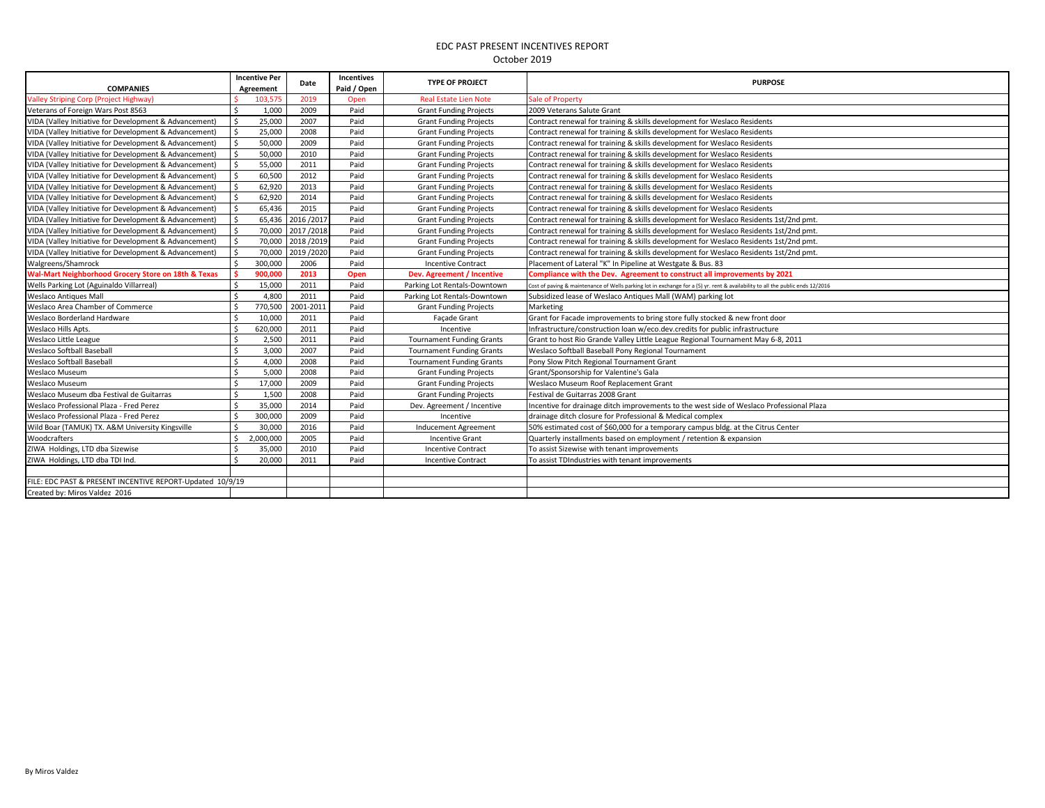EDC PAST PRESENT INCENTIVES REPORT

October 2019

| COMPANIES | Incentive Per Agreement | Date | Incentives Paid / Open | TYPE OF PROJECT | PURPOSE |
|---|---|---|---|---|---|
| Valley Striping Corp (Project Highway) | $ 103,575 | 2019 | Open | Real Estate Lien Note | Sale of Property |
| Veterans of Foreign Wars Post 8563 | $ 1,000 | 2009 | Paid | Grant Funding Projects | 2009 Veterans Salute Grant |
| VIDA (Valley Initiative for Development & Advancement) | $ 25,000 | 2007 | Paid | Grant Funding Projects | Contract renewal for training & skills development for Weslaco Residents |
| VIDA (Valley Initiative for Development & Advancement) | $ 25,000 | 2008 | Paid | Grant Funding Projects | Contract renewal for training & skills development for Weslaco Residents |
| VIDA (Valley Initiative for Development & Advancement) | $ 50,000 | 2009 | Paid | Grant Funding Projects | Contract renewal for training & skills development for Weslaco Residents |
| VIDA (Valley Initiative for Development & Advancement) | $ 50,000 | 2010 | Paid | Grant Funding Projects | Contract renewal for training & skills development for Weslaco Residents |
| VIDA (Valley Initiative for Development & Advancement) | $ 55,000 | 2011 | Paid | Grant Funding Projects | Contract renewal for training & skills development for Weslaco Residents |
| VIDA (Valley Initiative for Development & Advancement) | $ 60,500 | 2012 | Paid | Grant Funding Projects | Contract renewal for training & skills development for Weslaco Residents |
| VIDA (Valley Initiative for Development & Advancement) | $ 62,920 | 2013 | Paid | Grant Funding Projects | Contract renewal for training & skills development for Weslaco Residents |
| VIDA (Valley Initiative for Development & Advancement) | $ 62,920 | 2014 | Paid | Grant Funding Projects | Contract renewal for training & skills development for Weslaco Residents |
| VIDA (Valley Initiative for Development & Advancement) | $ 65,436 | 2015 | Paid | Grant Funding Projects | Contract renewal for training & skills development for Weslaco Residents |
| VIDA (Valley Initiative for Development & Advancement) | $ 65,436 | 2016 /2017 | Paid | Grant Funding Projects | Contract renewal for training & skills development for Weslaco Residents 1st/2nd pmt. |
| VIDA (Valley Initiative for Development & Advancement) | $ 70,000 | 2017 /2018 | Paid | Grant Funding Projects | Contract renewal for training & skills development for Weslaco Residents 1st/2nd pmt. |
| VIDA (Valley Initiative for Development & Advancement) | $ 70,000 | 2018 /2019 | Paid | Grant Funding Projects | Contract renewal for training & skills development for Weslaco Residents 1st/2nd pmt. |
| VIDA (Valley Initiative for Development & Advancement) | $ 70,000 | 2019 /2020 | Paid | Grant Funding Projects | Contract renewal for training & skills development for Weslaco Residents 1st/2nd pmt. |
| Walgreens/Shamrock | $ 300,000 | 2006 | Paid | Incentive Contract | Placement of Lateral "K" In Pipeline at Westgate & Bus. 83 |
| **Wal-Mart Neighborhood Grocery Store on 18th & Texas** | **$ 900,000** | **2013** | **Open** | **Dev. Agreement / Incentive** | **Compliance with the Dev. Agreement to construct all improvements by 2021** |
| Wells Parking Lot (Aguinaldo Villarreal) | $ 15,000 | 2011 | Paid | Parking Lot Rentals-Downtown | Cost of paving & maintenance of Wells parking lot in exchange for a (5) yr. rent & availability to all the public ends 12/2016 |
| Weslaco Antiques Mall | $ 4,800 | 2011 | Paid | Parking Lot Rentals-Downtown | Subsidized lease of Weslaco Antiques Mall (WAM) parking lot |
| Weslaco Area Chamber of Commerce | $ 770,500 | 2001-2011 | Paid | Grant Funding Projects | Marketing |
| Weslaco Borderland Hardware | $ 10,000 | 2011 | Paid | Façade Grant | Grant for Facade improvements to bring store fully stocked & new front door |
| Weslaco Hills Apts. | $ 620,000 | 2011 | Paid | Incentive | Infrastructure/construction loan w/eco.dev.credits for public infrastructure |
| Weslaco Little League | $ 2,500 | 2011 | Paid | Tournament Funding Grants | Grant to host Rio Grande Valley Little League Regional Tournament May 6-8, 2011 |
| Weslaco Softball Baseball | $ 3,000 | 2007 | Paid | Tournament Funding Grants | Weslaco Softball Baseball Pony Regional Tournament |
| Weslaco Softball Baseball | $ 4,000 | 2008 | Paid | Tournament Funding Grants | Pony Slow Pitch Regional Tournament Grant |
| Weslaco Museum | $ 5,000 | 2008 | Paid | Grant Funding Projects | Grant/Sponsorship for Valentine's Gala |
| Weslaco Museum | $ 17,000 | 2009 | Paid | Grant Funding Projects | Weslaco Museum Roof Replacement Grant |
| Weslaco Museum dba Festival de Guitarras | $ 1,500 | 2008 | Paid | Grant Funding Projects | Festival de Guitarras 2008 Grant |
| Weslaco Professional Plaza - Fred Perez | $ 35,000 | 2014 | Paid | Dev. Agreement / Incentive | Incentive for drainage ditch improvements to the west side of Weslaco Professional Plaza |
| Weslaco Professional Plaza - Fred Perez | $ 300,000 | 2009 | Paid | Incentive | drainage ditch closure for Professional & Medical complex |
| Wild Boar (TAMUK) TX. A&M University Kingsville | $ 30,000 | 2016 | Paid | Inducement Agreement | 50% estimated cost of $60,000 for a temporary campus bldg. at the Citrus Center |
| Woodcrafters | $ 2,000,000 | 2005 | Paid | Incentive Grant | Quarterly installments based on employment / retention & expansion |
| ZIWA Holdings, LTD dba Sizewise | $ 35,000 | 2010 | Paid | Incentive Contract | To assist Sizewise with tenant improvements |
| ZIWA Holdings, LTD dba TDI Ind. | $ 20,000 | 2011 | Paid | Incentive Contract | To assist TDIndustries with tenant improvements |
| | | | | | |
| FILE: EDC PAST & PRESENT INCENTIVE REPORT-Updated 10/9/19 | | | | | |
| Created by: Miros Valdez 2016 | | | | | |

By Miros Valdez